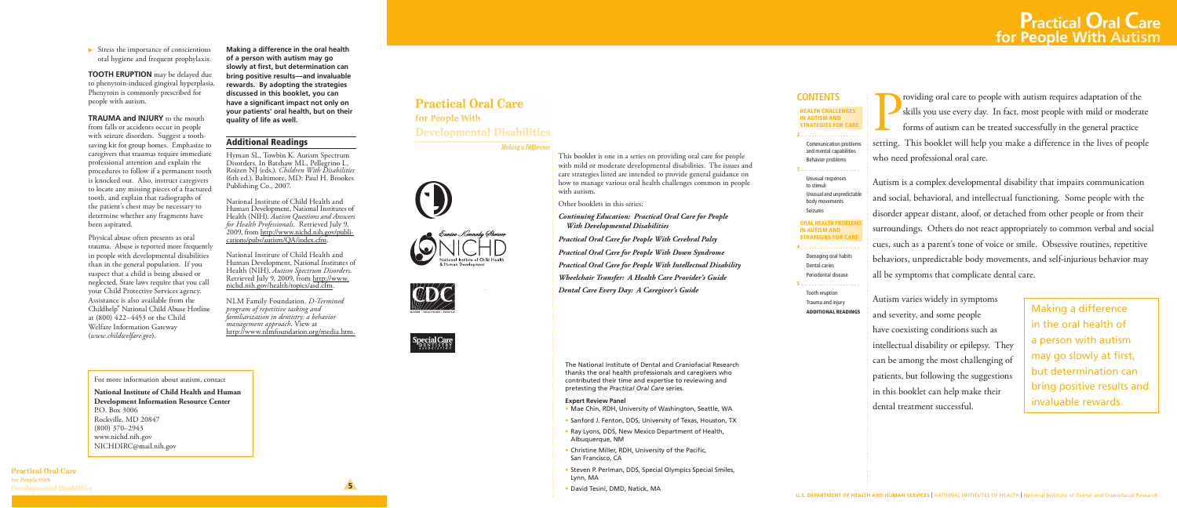- Stress the importance of conscientious oral hygiene and frequent prophylaxis.

**TOOTH ERUPTION** may be delayed due to phenytoin-induced gingival hyperplasia. Phenytoin is commonly prescribed for people with autism.

**TRAUMA and INJURY** to the mouth from falls or accidents occur in people with seizure disorders. Suggest a tooth-saving kit for group homes. Emphasize to caregivers that traumas require immediate professional attention and explain the procedures to follow if a permanent tooth is knocked out. Also, instruct caregivers to locate any missing pieces of a fractured tooth, and explain that radiographs of the patient's chest may be necessary to determine whether any fragments have been aspirated.

Physical abuse often presents as oral trauma. Abuse is reported more frequently in people with developmental disabilities than in the general population. If you suspect that a child is being abused or neglected, State laws require that you call your Child Protective Services agency. Assistance is also available from the Childhelp® National Child Abuse Hotline at (800) 422–4453 or the Child Welfare Information Gateway (*www.childwelfare.gov*).

**Making a difference in the oral health of a person with autism may go slowly at first, but determination can bring positive results—and invaluable rewards. By adopting the strategies discussed in this booklet, you can have a significant impact not only on your patients' oral health, but on their quality of life as well.**

## Additional Readings

Hyman SL, Towbin K. Autism Spectrum Disorders. In Batshaw ML, Pellegrino L, Roizen NJ (eds.). *Children With Disabilities* (6th ed.). Baltimore, MD: Paul H. Brookes Publishing Co., 2007.

National Institute of Child Health and Human Development, National Institutes of Health (NIH). *Autism Questions and Answers for Health Professionals*. Retrieved July 9, 2009, from http://www.nichd.nih.gov/publications/pubs/autism/QA/index.cfm.

National Institute of Child Health and Human Development, National Institutes of Health (NIH). *Autism Spectrum Disorders*. Retrieved July 9, 2009, from http://www.nichd.nih.gov/health/topics/asd.cfm.

NLM Family Foundation. *D-Termined program of repetitive tasking and familiarization in dentistry: a behavior management approach*. View at http://www.nlmfoundation.org/media.htm.

For more information about autism, contact

**National Institute of Child Health and Human Development Information Resource Center**
P.O. Box 3006
Rockville, MD 20847
(800) 370–2943
www.nichd.nih.gov
NICHDIRC@mail.nih.gov

# Practical Oral Care for People With Developmental Disabilities

*Making a Difference*

This booklet is one in a series on providing oral care for people with mild or moderate developmental disabilities. The issues and care strategies listed are intended to provide general guidance on how to manage various oral health challenges common in people with autism.

Other booklets in this series:

***Continuing Education: Practical Oral Care for People With Developmental Disabilities***

***Practical Oral Care for People With Cerebral Palsy***

***Practical Oral Care for People With Down Syndrome***

***Practical Oral Care for People With Intellectual Disability***

***Wheelchair Transfer: A Health Care Provider's Guide***

***Dental Care Every Day: A Caregiver's Guide***

The National Institute of Dental and Craniofacial Research thanks the oral health professionals and caregivers who contributed their time and expertise to reviewing and pretesting the *Practical Oral Care* series.

**Expert Review Panel**

- Mae Chin, RDH, University of Washington, Seattle, WA
- Sanford J. Fenton, DDS, University of Texas, Houston, TX
- Ray Lyons, DDS, New Mexico Department of Health, Albuquerque, NM
- Christine Miller, RDH, University of the Pacific, San Francisco, CA
- Steven P. Perlman, DDS, Special Olympics Special Smiles, Lynn, MA
- David Tesini, DMD, Natick, MA

# Practical Oral Care for People With Autism

## CONTENTS

**HEALTH CHALLENGES IN AUTISM AND STRATEGIES FOR CARE**

2 ..... Communication problems and mental capabilities; Behavior problems

3 ..... Unusual responses to stimuli; Unusual and unpredictable body movements; Seizures

**ORAL HEALTH PROBLEMS IN AUTISM AND STRATEGIES FOR CARE**

4 ..... Damaging oral habits; Dental caries; Periodontal disease

5 ..... Tooth eruption; Trauma and injury; **ADDITIONAL READINGS**

Providing oral care to people with autism requires adaptation of the skills you use every day. In fact, most people with mild or moderate forms of autism can be treated successfully in the general practice setting. This booklet will help you make a difference in the lives of people who need professional oral care.

Autism is a complex developmental disability that impairs communication and social, behavioral, and intellectual functioning. Some people with the disorder appear distant, aloof, or detached from other people or from their surroundings. Others do not react appropriately to common verbal and social cues, such as a parent's tone of voice or smile. Obsessive routines, repetitive behaviors, unpredictable body movements, and self-injurious behavior may all be symptoms that complicate dental care.

Autism varies widely in symptoms and severity, and some people have coexisting conditions such as intellectual disability or epilepsy. They can be among the most challenging of patients, but following the suggestions in this booklet can help make their dental treatment successful.

Making a difference in the oral health of a person with autism may go slowly at first, but determination can bring positive results and invaluable rewards.

U.S. DEPARTMENT OF HEALTH AND HUMAN SERVICES | NATIONAL INSTITUTES OF HEALTH | National Institute of Dental and Craniofacial Research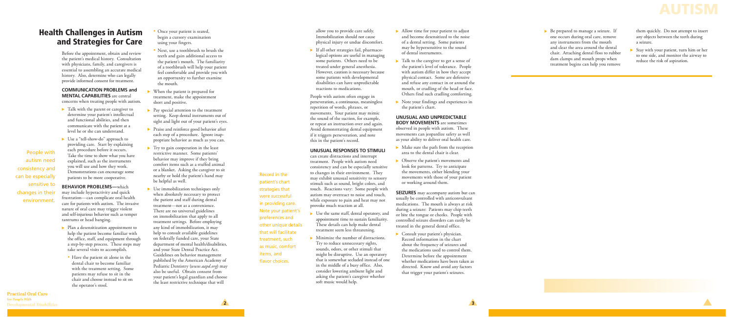# Health Challenges in Autism and Strategies for Care

Before the appointment, obtain and review the patient's medical history. Consultation with physicians, family, and caregivers is essential to assembling an accurate medical history. Also, determine who can legally provide informed consent for treatment.

**COMMUNICATION PROBLEMS and MENTAL CAPABILITIES** are central concerns when treating people with autism.

- Talk with the parent or caregiver to determine your patient's intellectual and functional abilities, and then communicate with the patient at a level he or she can understand.
- Use a "tell-show-do" approach to providing care. Start by explaining each procedure before it occurs. Take the time to show what you have explained, such as the instruments you will use and how they work. Demonstrations can encourage some patients to be more cooperative.

People with autism need consistency and can be especially sensitive to changes in their environment.

**BEHAVIOR PROBLEMS**—which may include hyperactivity and quick frustration—can complicate oral health care for patients with autism. The invasive nature of oral care may trigger violent and self-injurious behavior such as temper tantrums or head banging.

- Plan a desensitization appointment to help the patient become familiar with the office, staff, and equipment through a step-by-step process. These steps may take several visits to accomplish.
  - Have the patient sit alone in the dental chair to become familiar with the treatment setting. Some patients may refuse to sit in the chair and choose instead to sit on the operator's stool.
  - Once your patient is seated, begin a cursory examination using your fingers.
  - Next, use a toothbrush to brush the teeth and gain additional access to the patient's mouth. The familiarity of a toothbrush will help your patient feel comfortable and provide you with an opportunity to further examine the mouth.
- When the patient is prepared for treatment, make the appointment short and positive.
- Pay special attention to the treatment setting. Keep dental instruments out of sight and light out of your patient's eyes.
- Praise and reinforce good behavior after each step of a procedure. Ignore inappropriate behavior as much as you can.
- Try to gain cooperation in the least restrictive manner. Some patients' behavior may improve if they bring comfort items such as a stuffed animal or a blanket. Asking the caregiver to sit nearby or hold the patient's hand may be helpful as well.
- Use immobilization techniques only when absolutely necessary to protect the patient and staff during dental treatment—not as a convenience. There are no universal guidelines on immobilization that apply to all treatment settings. Before employing any kind of immobilization, it may help to consult available guidelines on federally funded care, your State department of mental health/disabilities, and your State Dental Practice Act. Guidelines on behavior management published by the American Academy of Pediatric Dentistry (*www.aapd.org*) may also be useful. Obtain consent from your patient's legal guardian and choose the least restrictive technique that will allow you to provide care safely. Immobilization should not cause physical injury or undue discomfort.
- If all other strategies fail, pharmacological options are useful in managing some patients. Others need to be treated under general anesthesia. However, caution is necessary because some patients with developmental disabilities can have unpredictable reactions to medications.

People with autism often engage in perseveration, a continuous, meaningless repetition of words, phrases, or movements. Your patient may mimic the sound of the suction, for example, or repeat an instruction over and again. Avoid demonstrating dental equipment if it triggers perseveration, and note this in the patient's record.

Record in the patient's chart strategies that were successful in providing care. Note your patient's preferences and other unique details that will facilitate treatment, such as music, comfort items, and flavor choices.

**UNUSUAL RESPONSES TO STIMULI** can create distractions and interrupt treatment. People with autism need consistency and can be especially sensitive to changes in their environment. They may exhibit unusual sensitivity to sensory stimuli such as sound, bright colors, and touch. Reactions vary: Some people with autism may overreact to noise and touch, while exposure to pain and heat may not provoke much reaction at all.

- Use the same staff, dental operatory, and appointment time to sustain familiarity. These details can help make dental treatment seem less threatening.
- Minimize the number of distractions. Try to reduce unnecessary sights, sounds, odors, or other stimuli that might be disruptive. Use an operatory that is somewhat secluded instead of one in the middle of a busy office. Also, consider lowering ambient light and asking the patient's caregiver whether soft music would help.
- Allow time for your patient to adjust and become desensitized to the noise of a dental setting. Some patients may be hypersensitive to the sound of dental instruments.
- Talk to the caregiver to get a sense of the patient's level of tolerance. People with autism differ in how they accept physical contact. Some are defensive and refuse any contact in or around the mouth, or cradling of the head or face. Others find such cradling comforting.
- Note your findings and experiences in the patient's chart.

**UNUSUAL AND UNPREDICTABLE BODY MOVEMENTS** are sometimes observed in people with autism. These movements can jeopardize safety as well as your ability to deliver oral health care.

- Make sure the path from the reception area to the dental chair is clear.
- Observe the patient's movements and look for patterns. Try to anticipate the movements, either blending your movements with those of your patient or working around them.

**SEIZURES** may accompany autism but can usually be controlled with anticonvulsant medications. The mouth is always at risk during a seizure: Patients may chip teeth or bite the tongue or cheeks. People with controlled seizure disorders can easily be treated in the general dental office.

- Consult your patient's physician. Record information in the chart about the frequency of seizures and the medications used to control them. Determine before the appointment whether medications have been taken as directed. Know and avoid any factors that trigger your patient's seizures.
- Be prepared to manage a seizure. If one occurs during oral care, remove any instruments from the mouth and clear the area around the dental chair. Attaching dental floss to rubber dam clamps and mouth props when treatment begins can help you remove them quickly. Do not attempt to insert any objects between the teeth during a seizure.
- Stay with your patient, turn him or her to one side, and monitor the airway to reduce the risk of aspiration.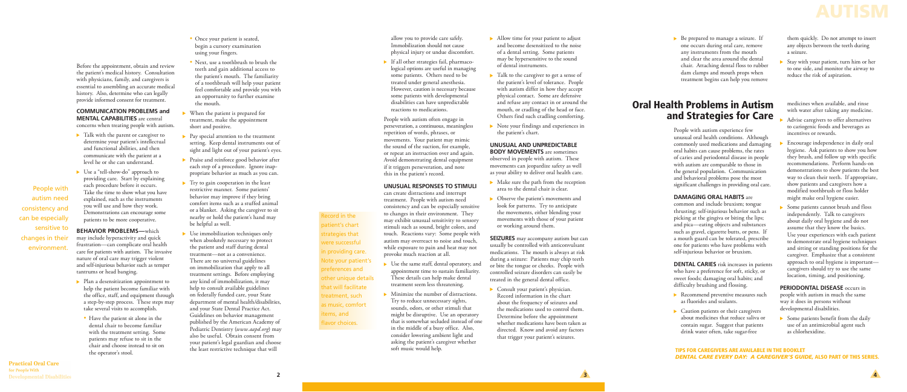Before the appointment, obtain and review the patient's medical history. Consultation with physicians, family, and caregivers is essential to assembling an accurate medical history. Also, determine who can legally provide informed consent for treatment.

**COMMUNICATION PROBLEMS and MENTAL CAPABILITIES** are central concerns when treating people with autism.

- Talk with the parent or caregiver to determine your patient's intellectual and functional abilities, and then communicate with the patient at a level he or she can understand.
- Use a "tell-show-do" approach to providing care. Start by explaining each procedure before it occurs. Take the time to show what you have explained, such as the instruments you will use and how they work. Demonstrations can encourage some patients to be more cooperative.

People with autism need consistency and can be especially sensitive to changes in their environment.

**BEHAVIOR PROBLEMS**—which may include hyperactivity and quick frustration—can complicate oral health care for patients with autism. The invasive nature of oral care may trigger violent and self-injurious behavior such as temper tantrums or head banging.

- Plan a desensitization appointment to help the patient become familiar with the office, staff, and equipment through a step-by-step process. These steps may take several visits to accomplish.
  - Have the patient sit alone in the dental chair to become familiar with the treatment setting. Some patients may refuse to sit in the chair and choose instead to sit on the operator's stool.
  - Once your patient is seated, begin a cursory examination using your fingers.
  - Next, use a toothbrush to brush the teeth and gain additional access to the patient's mouth. The familiarity of a toothbrush will help your patient feel comfortable and provide you with an opportunity to further examine the mouth.
- When the patient is prepared for treatment, make the appointment short and positive.
- Pay special attention to the treatment setting. Keep dental instruments out of sight and light out of your patient's eyes.
- Praise and reinforce good behavior after each step of a procedure. Ignore inappropriate behavior as much as you can.
- Try to gain cooperation in the least restrictive manner. Some patients' behavior may improve if they bring comfort items such as a stuffed animal or a blanket. Asking the caregiver to sit nearby or hold the patient's hand may be helpful as well.
- Use immobilization techniques only when absolutely necessary to protect the patient and staff during dental treatment—not as a convenience. There are no universal guidelines on immobilization that apply to all treatment settings. Before employing any kind of immobilization, it may help to consult available guidelines on federally funded care, your State department of mental health/disabilities, and your State Dental Practice Act. Guidelines on behavior management published by the American Academy of Pediatric Dentistry (*www.aapd.org*) may also be useful. Obtain consent from your patient's legal guardian and choose the least restrictive technique that will allow you to provide care safely. Immobilization should not cause physical injury or undue discomfort.
- If all other strategies fail, pharmacological options are useful in managing some patients. Others need to be treated under general anesthesia. However, caution is necessary because some patients with developmental disabilities can have unpredictable reactions to medications.

Record in the patient's chart strategies that were successful in providing care. Note your patient's preferences and other unique details that will facilitate treatment, such as music, comfort items, and flavor choices.

People with autism often engage in perseveration, a continuous, meaningless repetition of words, phrases, or movements. Your patient may mimic the sound of the suction, for example, or repeat an instruction over and again. Avoid demonstrating dental equipment if it triggers perseveration, and note this in the patient's record.

**UNUSUAL RESPONSES TO STIMULI** can create distractions and interrupt treatment. People with autism need consistency and can be especially sensitive to changes in their environment. They may exhibit unusual sensitivity to sensory stimuli such as sound, bright colors, and touch. Reactions vary: Some people with autism may overreact to noise and touch, while exposure to pain and heat may not provoke much reaction at all.

- Use the same staff, dental operatory, and appointment time to sustain familiarity. These details can help make dental treatment seem less threatening.
- Minimize the number of distractions. Try to reduce unnecessary sights, sounds, odors, or other stimuli that might be disruptive. Use an operatory that is somewhat secluded instead of one in the middle of a busy office. Also, consider lowering ambient light and asking the patient's caregiver whether soft music would help.
- Allow time for your patient to adjust and become desensitized to the noise of a dental setting. Some patients may be hypersensitive to the sound of dental instruments.
- Talk to the caregiver to get a sense of the patient's level of tolerance. People with autism differ in how they accept physical contact. Some are defensive and refuse any contact in or around the mouth, or cradling of the head or face. Others find such cradling comforting.
- Note your findings and experiences in the patient's chart.

**UNUSUAL AND UNPREDICTABLE BODY MOVEMENTS** are sometimes observed in people with autism. These movements can jeopardize safety as well as your ability to deliver oral health care.

- Make sure the path from the reception area to the dental chair is clear.
- Observe the patient's movements and look for patterns. Try to anticipate the movements, either blending your movements with those of your patient or working around them.

**SEIZURES** may accompany autism but can usually be controlled with anticonvulsant medications. The mouth is always at risk during a seizure: Patients may chip teeth or bite the tongue or cheeks. People with controlled seizure disorders can easily be treated in the general dental office.

- Consult your patient's physician. Record information in the chart about the frequency of seizures and the medications used to control them. Determine before the appointment whether medications have been taken as directed. Know and avoid any factors that trigger your patient's seizures.
- Be prepared to manage a seizure. If one occurs during oral care, remove any instruments from the mouth and clear the area around the dental chair. Attaching dental floss to rubber dam clamps and mouth props when treatment begins can help you remove them quickly. Do not attempt to insert any objects between the teeth during a seizure.
- Stay with your patient, turn him or her to one side, and monitor the airway to reduce the risk of aspiration.

## Oral Health Problems in Autism and Strategies for Care

People with autism experience few unusual oral health conditions. Although commonly used medications and damaging oral habits can cause problems, the rates of caries and periodontal disease in people with autism are comparable to those in the general population. Communication and behavioral problems pose the most significant challenges in providing oral care.

**DAMAGING ORAL HABITS** are common and include bruxism; tongue thrusting; self-injurious behavior such as picking at the gingiva or biting the lips; and pica—eating objects and substances such as gravel, cigarette butts, or pens. If a mouth guard can be tolerated, prescribe one for patients who have problems with self-injurious behavior or bruxism.

**DENTAL CARIES** risk increases in patients who have a preference for soft, sticky, or sweet foods; damaging oral habits; and difficulty brushing and flossing.

- Recommend preventive measures such as fluorides and sealants.
- Caution patients or their caregivers about medicines that reduce saliva or contain sugar. Suggest that patients drink water often, take sugar-free medicines when available, and rinse with water after taking any medicine.
- Advise caregivers to offer alternatives to cariogenic foods and beverages as incentives or rewards.
- Encourage independence in daily oral hygiene. Ask patients to show you how they brush, and follow up with specific recommendations. Perform hands-on demonstrations to show patients the best way to clean their teeth. If appropriate, show patients and caregivers how a modified toothbrush or floss holder might make oral hygiene easier.
- Some patients cannot brush and floss independently. Talk to caregivers about daily oral hygiene and do not assume that they know the basics. Use your experiences with each patient to demonstrate oral hygiene techniques and sitting or standing positions for the caregiver. Emphasize that a consistent approach to oral hygiene is important—caregivers should try to use the same location, timing, and positioning.

**PERIODONTAL DISEASE** occurs in people with autism in much the same way it does in persons without developmental disabilities.

- Some patients benefit from the daily use of an antimicrobial agent such as chlorhexidine.

**TIPS FOR CAREGIVERS ARE AVAILABLE IN THE BOOKLET *DENTAL CARE EVERY DAY: A CAREGIVER'S GUIDE*, ALSO PART OF THIS SERIES.**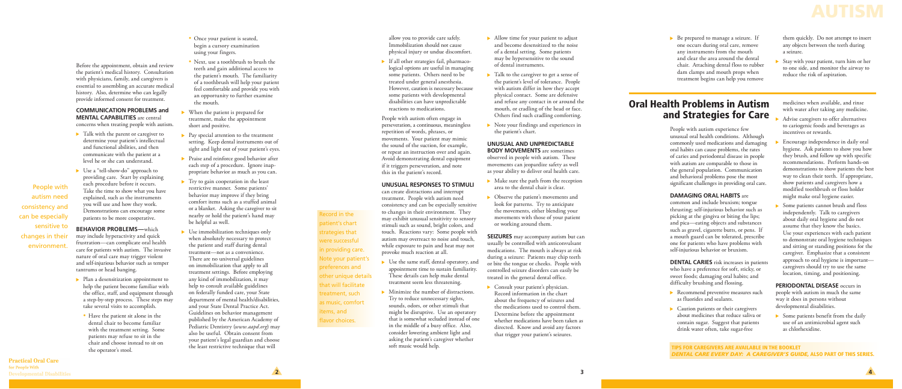Before the appointment, obtain and review the patient's medical history. Consultation with physicians, family, and caregivers is essential to assembling an accurate medical history. Also, determine who can legally provide informed consent for treatment.

**COMMUNICATION PROBLEMS and MENTAL CAPABILITIES** are central concerns when treating people with autism.

- Talk with the parent or caregiver to determine your patient's intellectual and functional abilities, and then communicate with the patient at a level he or she can understand.
- Use a "tell-show-do" approach to providing care. Start by explaining each procedure before it occurs. Take the time to show what you have explained, such as the instruments you will use and how they work. Demonstrations can encourage some patients to be more cooperative.

People with autism need consistency and can be especially sensitive to changes in their environment.

**BEHAVIOR PROBLEMS**—which may include hyperactivity and quick frustration—can complicate oral health care for patients with autism. The invasive nature of oral care may trigger violent and self-injurious behavior such as temper tantrums or head banging.

- Plan a desensitization appointment to help the patient become familiar with the office, staff, and equipment through a step-by-step process. These steps may take several visits to accomplish.
  - Have the patient sit alone in the dental chair to become familiar with the treatment setting. Some patients may refuse to sit in the chair and choose instead to sit on the operator's stool.
  - Once your patient is seated, begin a cursory examination using your fingers.
  - Next, use a toothbrush to brush the teeth and gain additional access to the patient's mouth. The familiarity of a toothbrush will help your patient feel comfortable and provide you with an opportunity to further examine the mouth.
- When the patient is prepared for treatment, make the appointment short and positive.
- Pay special attention to the treatment setting. Keep dental instruments out of sight and light out of your patient's eyes.
- Praise and reinforce good behavior after each step of a procedure. Ignore inappropriate behavior as much as you can.
- Try to gain cooperation in the least restrictive manner. Some patients' behavior may improve if they bring comfort items such as a stuffed animal or a blanket. Asking the caregiver to sit nearby or hold the patient's hand may be helpful as well.
- Use immobilization techniques only when absolutely necessary to protect the patient and staff during dental treatment—not as a convenience. There are no universal guidelines on immobilization that apply to all treatment settings. Before employing any kind of immobilization, it may help to consult available guidelines on federally funded care, your State department of mental health/disabilities, and your State Dental Practice Act. Guidelines on behavior management published by the American Academy of Pediatric Dentistry (*www.aapd.org*) may also be useful. Obtain consent from your patient's legal guardian and choose the least restrictive technique that will allow you to provide care safely. Immobilization should not cause physical injury or undue discomfort.
- If all other strategies fail, pharmacological options are useful in managing some patients. Others need to be treated under general anesthesia. However, caution is necessary because some patients with developmental disabilities can have unpredictable reactions to medications.

People with autism often engage in perseveration, a continuous, meaningless repetition of words, phrases, or movements. Your patient may mimic the sound of the suction, for example, or repeat an instruction over and again. Avoid demonstrating dental equipment if it triggers perseveration, and note this in the patient's record.

Record in the patient's chart strategies that were successful in providing care. Note your patient's preferences and other unique details that will facilitate treatment, such as music, comfort items, and flavor choices.

**UNUSUAL RESPONSES TO STIMULI** can create distractions and interrupt treatment. People with autism need consistency and can be especially sensitive to changes in their environment. They may exhibit unusual sensitivity to sensory stimuli such as sound, bright colors, and touch. Reactions vary: Some people with autism may overreact to noise and touch, while exposure to pain and heat may not provoke much reaction at all.

- Use the same staff, dental operatory, and appointment time to sustain familiarity. These details can help make dental treatment seem less threatening.
- Minimize the number of distractions. Try to reduce unnecessary sights, sounds, odors, or other stimuli that might be disruptive. Use an operatory that is somewhat secluded instead of one in the middle of a busy office. Also, consider lowering ambient light and asking the patient's caregiver whether soft music would help.
- Allow time for your patient to adjust and become desensitized to the noise of a dental setting. Some patients may be hypersensitive to the sound of dental instruments.
- Talk to the caregiver to get a sense of the patient's level of tolerance. People with autism differ in how they accept physical contact. Some are defensive and refuse any contact in or around the mouth, or cradling of the head or face. Others find such cradling comforting.
- Note your findings and experiences in the patient's chart.

**UNUSUAL AND UNPREDICTABLE BODY MOVEMENTS** are sometimes observed in people with autism. These movements can jeopardize safety as well as your ability to deliver oral health care.

- Make sure the path from the reception area to the dental chair is clear.
- Observe the patient's movements and look for patterns. Try to anticipate the movements, either blending your movements with those of your patient or working around them.

**SEIZURES** may accompany autism but can usually be controlled with anticonvulsant medications. The mouth is always at risk during a seizure: Patients may chip teeth or bite the tongue or cheeks. People with controlled seizure disorders can easily be treated in the general dental office.

- Consult your patient's physician. Record information in the chart about the frequency of seizures and the medications used to control them. Determine before the appointment whether medications have been taken as directed. Know and avoid any factors that trigger your patient's seizures.
- Be prepared to manage a seizure. If one occurs during oral care, remove any instruments from the mouth and clear the area around the dental chair. Attaching dental floss to rubber dam clamps and mouth props when treatment begins can help you remove them quickly. Do not attempt to insert any objects between the teeth during a seizure.
- Stay with your patient, turn him or her to one side, and monitor the airway to reduce the risk of aspiration.

## Oral Health Problems in Autism and Strategies for Care

People with autism experience few unusual oral health conditions. Although commonly used medications and damaging oral habits can cause problems, the rates of caries and periodontal disease in people with autism are comparable to those in the general population. Communication and behavioral problems pose the most significant challenges in providing oral care.

**DAMAGING ORAL HABITS** are common and include bruxism; tongue thrusting; self-injurious behavior such as picking at the gingiva or biting the lips; and pica—eating objects and substances such as gravel, cigarette butts, or pens. If a mouth guard can be tolerated, prescribe one for patients who have problems with self-injurious behavior or bruxism.

**DENTAL CARIES** risk increases in patients who have a preference for soft, sticky, or sweet foods; damaging oral habits; and difficulty brushing and flossing.

- Recommend preventive measures such as fluorides and sealants.
- Caution patients or their caregivers about medicines that reduce saliva or contain sugar. Suggest that patients drink water often, take sugar-free medicines when available, and rinse with water after taking any medicine.
- Advise caregivers to offer alternatives to cariogenic foods and beverages as incentives or rewards.
- Encourage independence in daily oral hygiene. Ask patients to show you how they brush, and follow up with specific recommendations. Perform hands-on demonstrations to show patients the best way to clean their teeth. If appropriate, show patients and caregivers how a modified toothbrush or floss holder might make oral hygiene easier.
- Some patients cannot brush and floss independently. Talk to caregivers about daily oral hygiene and do not assume that they know the basics. Use your experiences with each patient to demonstrate oral hygiene techniques and sitting or standing positions for the caregiver. Emphasize that a consistent approach to oral hygiene is important—caregivers should try to use the same location, timing, and positioning.

**PERIODONTAL DISEASE** occurs in people with autism in much the same way it does in persons without developmental disabilities.

- Some patients benefit from the daily use of an antimicrobial agent such as chlorhexidine.

**TIPS FOR CAREGIVERS ARE AVAILABLE IN THE BOOKLET *DENTAL CARE EVERY DAY: A CAREGIVER'S GUIDE,* ALSO PART OF THIS SERIES.**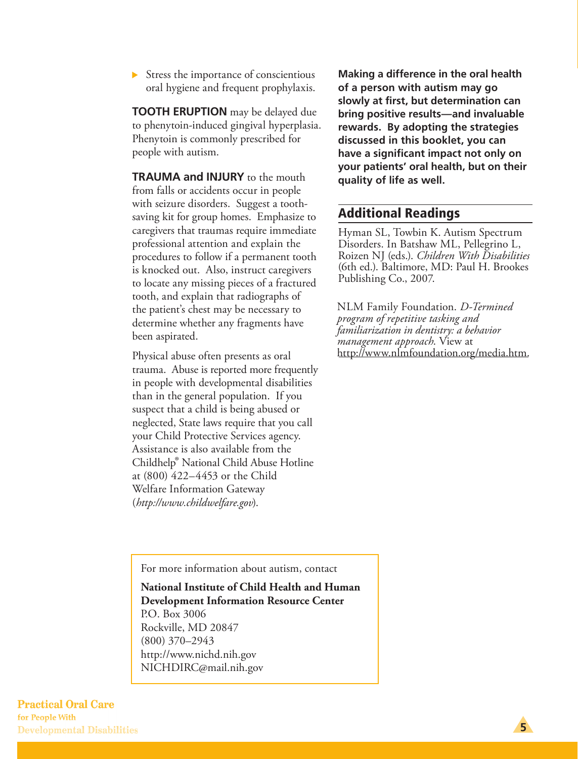- Stress the importance of conscientious oral hygiene and frequent prophylaxis.

**TOOTH ERUPTION** may be delayed due to phenytoin-induced gingival hyperplasia. Phenytoin is commonly prescribed for people with autism.

**TRAUMA and INJURY** to the mouth from falls or accidents occur in people with seizure disorders. Suggest a tooth-saving kit for group homes. Emphasize to caregivers that traumas require immediate professional attention and explain the procedures to follow if a permanent tooth is knocked out. Also, instruct caregivers to locate any missing pieces of a fractured tooth, and explain that radiographs of the patient's chest may be necessary to determine whether any fragments have been aspirated.

Physical abuse often presents as oral trauma. Abuse is reported more frequently in people with developmental disabilities than in the general population. If you suspect that a child is being abused or neglected, State laws require that you call your Child Protective Services agency. Assistance is also available from the Childhelp® National Child Abuse Hotline at (800) 422–4453 or the Child Welfare Information Gateway (*http://www.childwelfare.gov*).

**Making a difference in the oral health of a person with autism may go slowly at first, but determination can bring positive results—and invaluable rewards. By adopting the strategies discussed in this booklet, you can have a significant impact not only on your patients' oral health, but on their quality of life as well.**

## Additional Readings

Hyman SL, Towbin K. Autism Spectrum Disorders. In Batshaw ML, Pellegrino L, Roizen NJ (eds.). *Children With Disabilities* (6th ed.). Baltimore, MD: Paul H. Brookes Publishing Co., 2007.

NLM Family Foundation. *D-Termined program of repetitive tasking and familiarization in dentistry: a behavior management approach*. View at http://www.nlmfoundation.org/media.htm.

For more information about autism, contact

**National Institute of Child Health and Human Development Information Resource Center**
P.O. Box 3006
Rockville, MD 20847
(800) 370–2943
http://www.nichd.nih.gov
NICHDIRC@mail.nih.gov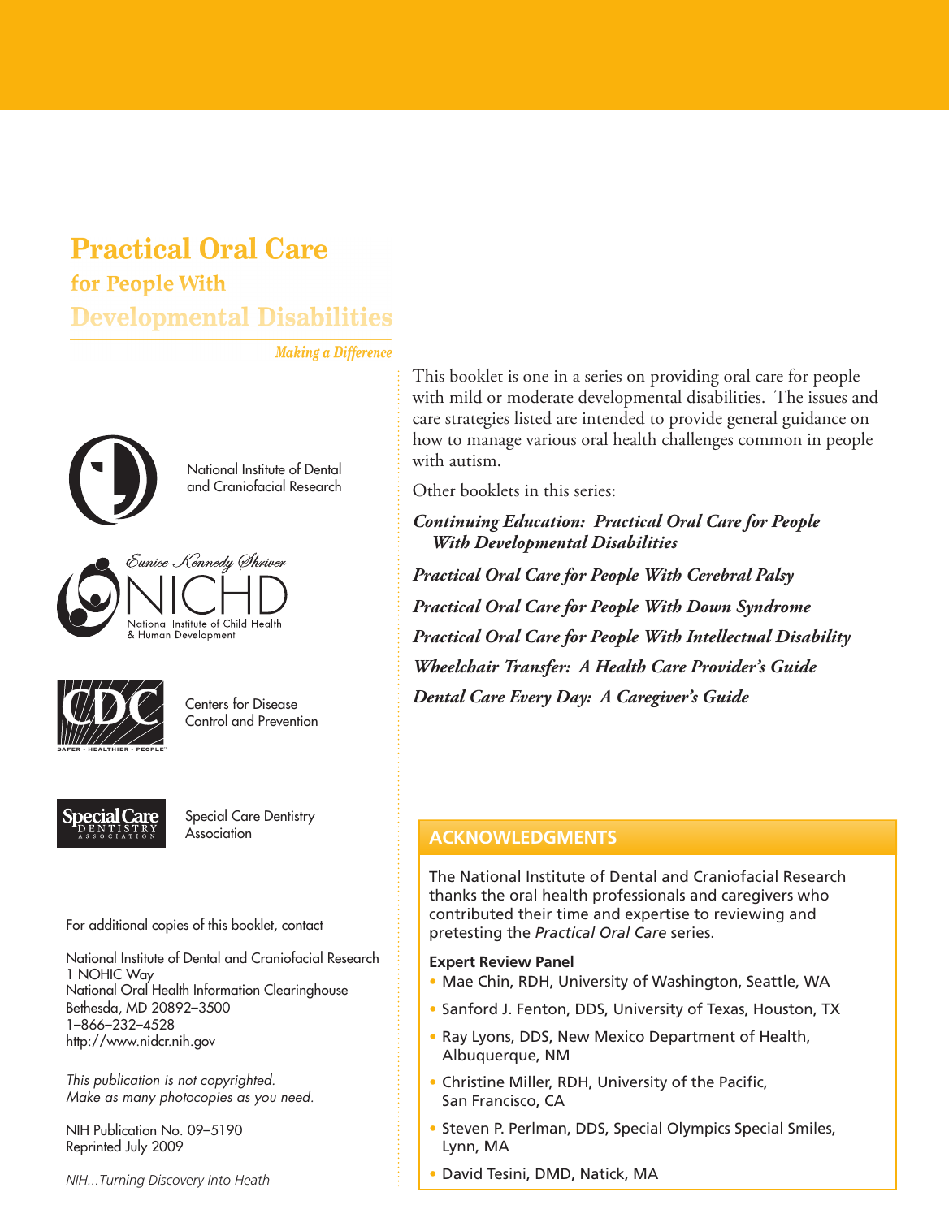# Practical Oral Care

## for People With

## Developmental Disabilities

*Making a Difference*

National Institute of Dental and Craniofacial Research

Eunice Kennedy Shriver NICHD National Institute of Child Health & Human Development

CDC Centers for Disease Control and Prevention

Special Care Dentistry Association

For additional copies of this booklet, contact

National Institute of Dental and Craniofacial Research
1 NOHIC Way
National Oral Health Information Clearinghouse
Bethesda, MD 20892–3500
1–866–232–4528
http://www.nidcr.nih.gov

*This publication is not copyrighted.*
*Make as many photocopies as you need.*

NIH Publication No. 09–5190
Reprinted July 2009

*NIH...Turning Discovery Into Heath*

This booklet is one in a series on providing oral care for people with mild or moderate developmental disabilities. The issues and care strategies listed are intended to provide general guidance on how to manage various oral health challenges common in people with autism.

Other booklets in this series:

***Continuing Education: Practical Oral Care for People With Developmental Disabilities***

***Practical Oral Care for People With Cerebral Palsy***

***Practical Oral Care for People With Down Syndrome***

***Practical Oral Care for People With Intellectual Disability***

***Wheelchair Transfer: A Health Care Provider's Guide***

***Dental Care Every Day: A Caregiver's Guide***

## ACKNOWLEDGMENTS

The National Institute of Dental and Craniofacial Research thanks the oral health professionals and caregivers who contributed their time and expertise to reviewing and pretesting the *Practical Oral Care* series.

**Expert Review Panel**

- Mae Chin, RDH, University of Washington, Seattle, WA
- Sanford J. Fenton, DDS, University of Texas, Houston, TX
- Ray Lyons, DDS, New Mexico Department of Health, Albuquerque, NM
- Christine Miller, RDH, University of the Pacific, San Francisco, CA
- Steven P. Perlman, DDS, Special Olympics Special Smiles, Lynn, MA
- David Tesini, DMD, Natick, MA